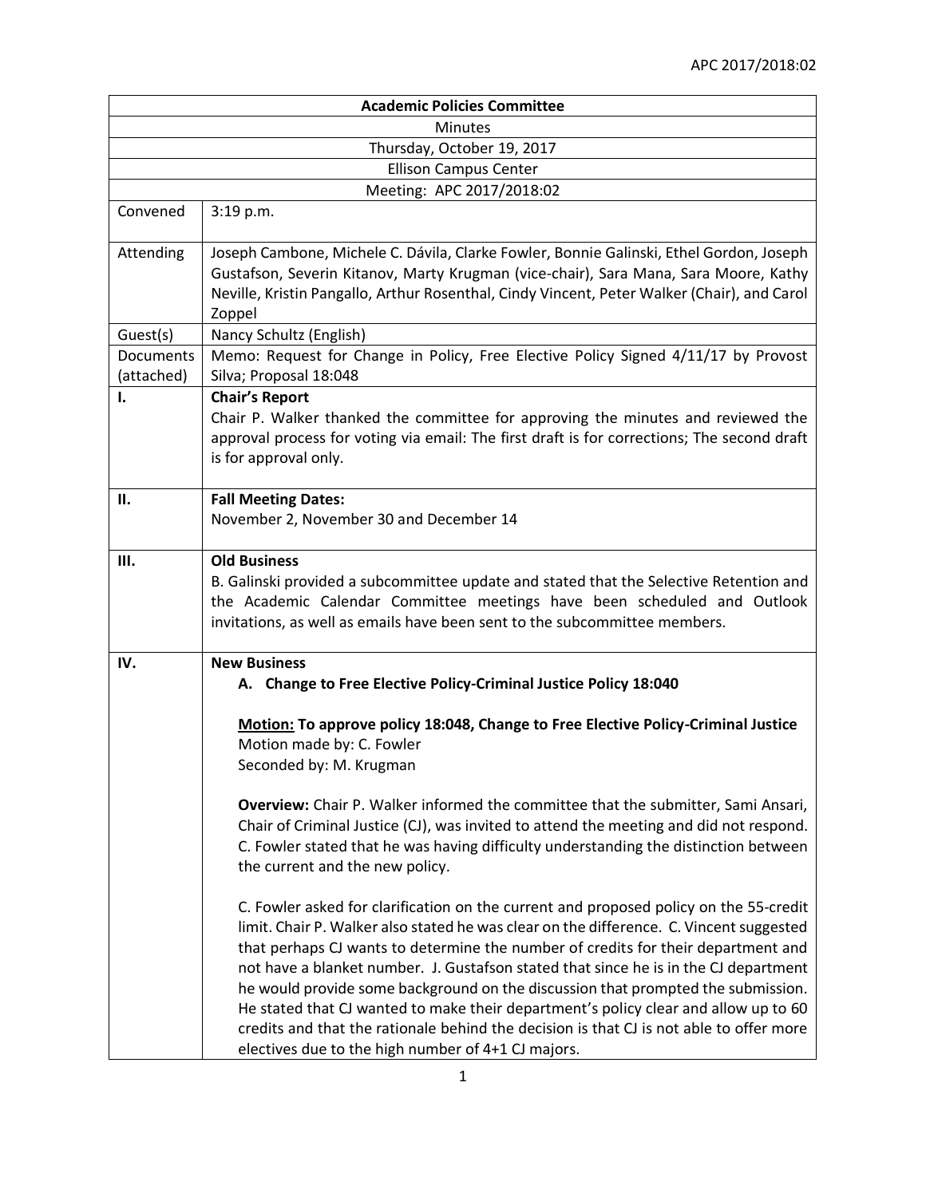APC 2017/2018:02

| Academic Policies Committee | |
|---|---|
| Minutes | |
| Thursday, October 19, 2017 | |
| Ellison Campus Center | |
| Meeting: APC 2017/2018:02 | |
| Convened | 3:19 p.m. |
| Attending | Joseph Cambone, Michele C. Dávila, Clarke Fowler, Bonnie Galinski, Ethel Gordon, Joseph Gustafson, Severin Kitanov, Marty Krugman (vice-chair), Sara Mana, Sara Moore, Kathy Neville, Kristin Pangallo, Arthur Rosenthal, Cindy Vincent, Peter Walker (Chair), and Carol Zoppel |
| Guest(s) | Nancy Schultz (English) |
| Documents (attached) | Memo: Request for Change in Policy, Free Elective Policy Signed 4/11/17 by Provost Silva; Proposal 18:048 |
| I. | **Chair's Report**<br>Chair P. Walker thanked the committee for approving the minutes and reviewed the approval process for voting via email: The first draft is for corrections; The second draft is for approval only. |
| II. | **Fall Meeting Dates:**<br>November 2, November 30 and December 14 |
| III. | **Old Business**<br>B. Galinski provided a subcommittee update and stated that the Selective Retention and the Academic Calendar Committee meetings have been scheduled and Outlook invitations, as well as emails have been sent to the subcommittee members. |
| IV. | **New Business**<br>**A. Change to Free Elective Policy-Criminal Justice Policy 18:040**<br><br>**<u>Motion:</u> To approve policy 18:048, Change to Free Elective Policy-Criminal Justice**<br>Motion made by: C. Fowler<br>Seconded by: M. Krugman<br><br>**Overview:** Chair P. Walker informed the committee that the submitter, Sami Ansari, Chair of Criminal Justice (CJ), was invited to attend the meeting and did not respond. C. Fowler stated that he was having difficulty understanding the distinction between the current and the new policy.<br><br>C. Fowler asked for clarification on the current and proposed policy on the 55-credit limit. Chair P. Walker also stated he was clear on the difference. C. Vincent suggested that perhaps CJ wants to determine the number of credits for their department and not have a blanket number. J. Gustafson stated that since he is in the CJ department he would provide some background on the discussion that prompted the submission. He stated that CJ wanted to make their department's policy clear and allow up to 60 credits and that the rationale behind the decision is that CJ is not able to offer more electives due to the high number of 4+1 CJ majors. |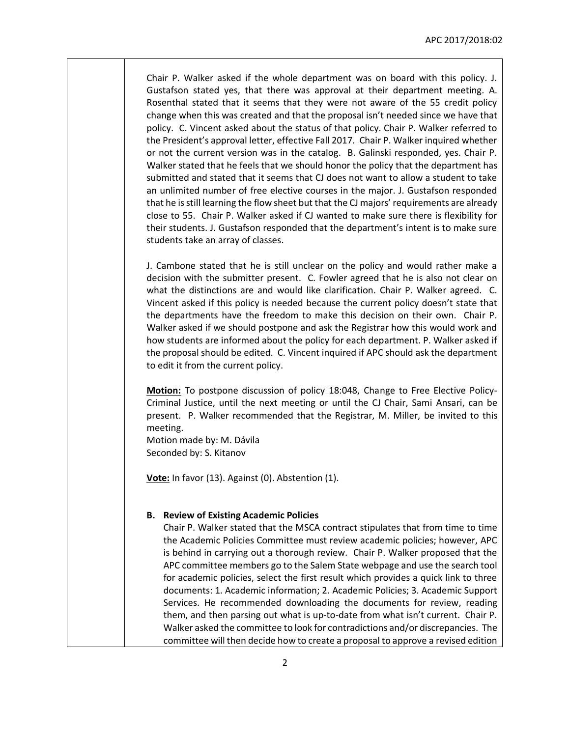Chair P. Walker asked if the whole department was on board with this policy. J. Gustafson stated yes, that there was approval at their department meeting. A. Rosenthal stated that it seems that they were not aware of the 55 credit policy change when this was created and that the proposal isn't needed since we have that policy. C. Vincent asked about the status of that policy. Chair P. Walker referred to the President's approval letter, effective Fall 2017. Chair P. Walker inquired whether or not the current version was in the catalog. B. Galinski responded, yes. Chair P. Walker stated that he feels that we should honor the policy that the department has submitted and stated that it seems that CJ does not want to allow a student to take an unlimited number of free elective courses in the major. J. Gustafson responded that he is still learning the flow sheet but that the CJ majors' requirements are already close to 55. Chair P. Walker asked if CJ wanted to make sure there is flexibility for their students. J. Gustafson responded that the department's intent is to make sure students take an array of classes.

J. Cambone stated that he is still unclear on the policy and would rather make a decision with the submitter present. C. Fowler agreed that he is also not clear on what the distinctions are and would like clarification. Chair P. Walker agreed. C. Vincent asked if this policy is needed because the current policy doesn't state that the departments have the freedom to make this decision on their own. Chair P. Walker asked if we should postpone and ask the Registrar how this would work and how students are informed about the policy for each department. P. Walker asked if the proposal should be edited. C. Vincent inquired if APC should ask the department to edit it from the current policy.

**Motion:** To postpone discussion of policy 18:048, Change to Free Elective Policy-Criminal Justice, until the next meeting or until the CJ Chair, Sami Ansari, can be present. P. Walker recommended that the Registrar, M. Miller, be invited to this meeting.
Motion made by: M. Dávila
Seconded by: S. Kitanov

**Vote:** In favor (13). Against (0). Abstention (1).

**B. Review of Existing Academic Policies**

Chair P. Walker stated that the MSCA contract stipulates that from time to time the Academic Policies Committee must review academic policies; however, APC is behind in carrying out a thorough review. Chair P. Walker proposed that the APC committee members go to the Salem State webpage and use the search tool for academic policies, select the first result which provides a quick link to three documents: 1. Academic information; 2. Academic Policies; 3. Academic Support Services. He recommended downloading the documents for review, reading them, and then parsing out what is up-to-date from what isn't current. Chair P. Walker asked the committee to look for contradictions and/or discrepancies. The committee will then decide how to create a proposal to approve a revised edition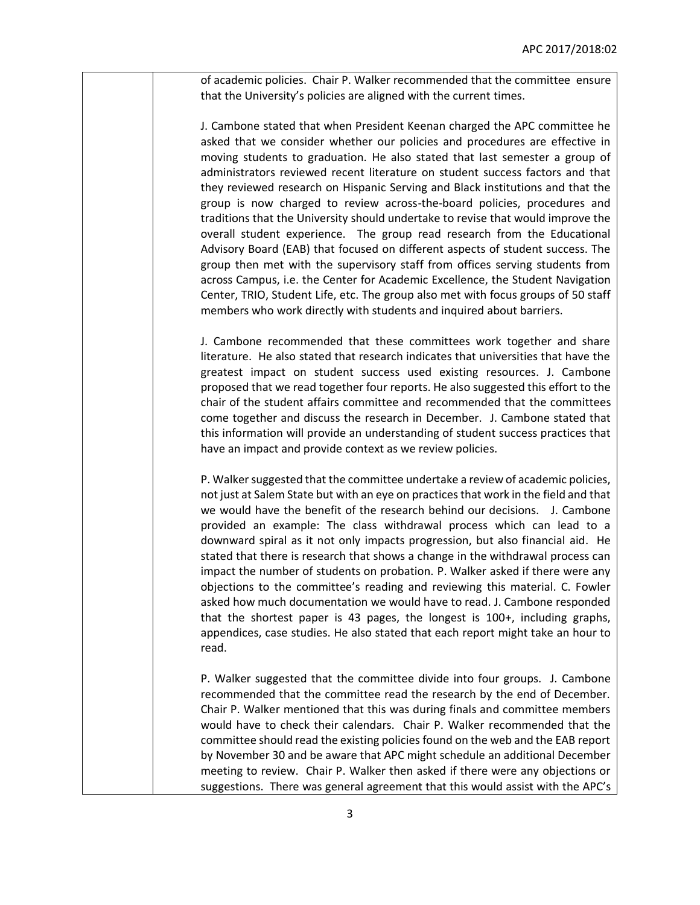of academic policies. Chair P. Walker recommended that the committee ensure that the University's policies are aligned with the current times.

J. Cambone stated that when President Keenan charged the APC committee he asked that we consider whether our policies and procedures are effective in moving students to graduation. He also stated that last semester a group of administrators reviewed recent literature on student success factors and that they reviewed research on Hispanic Serving and Black institutions and that the group is now charged to review across-the-board policies, procedures and traditions that the University should undertake to revise that would improve the overall student experience. The group read research from the Educational Advisory Board (EAB) that focused on different aspects of student success. The group then met with the supervisory staff from offices serving students from across Campus, i.e. the Center for Academic Excellence, the Student Navigation Center, TRIO, Student Life, etc. The group also met with focus groups of 50 staff members who work directly with students and inquired about barriers.

J. Cambone recommended that these committees work together and share literature. He also stated that research indicates that universities that have the greatest impact on student success used existing resources. J. Cambone proposed that we read together four reports. He also suggested this effort to the chair of the student affairs committee and recommended that the committees come together and discuss the research in December. J. Cambone stated that this information will provide an understanding of student success practices that have an impact and provide context as we review policies.

P. Walker suggested that the committee undertake a review of academic policies, not just at Salem State but with an eye on practices that work in the field and that we would have the benefit of the research behind our decisions. J. Cambone provided an example: The class withdrawal process which can lead to a downward spiral as it not only impacts progression, but also financial aid. He stated that there is research that shows a change in the withdrawal process can impact the number of students on probation. P. Walker asked if there were any objections to the committee's reading and reviewing this material. C. Fowler asked how much documentation we would have to read. J. Cambone responded that the shortest paper is 43 pages, the longest is 100+, including graphs, appendices, case studies. He also stated that each report might take an hour to read.

P. Walker suggested that the committee divide into four groups. J. Cambone recommended that the committee read the research by the end of December. Chair P. Walker mentioned that this was during finals and committee members would have to check their calendars. Chair P. Walker recommended that the committee should read the existing policies found on the web and the EAB report by November 30 and be aware that APC might schedule an additional December meeting to review. Chair P. Walker then asked if there were any objections or suggestions. There was general agreement that this would assist with the APC's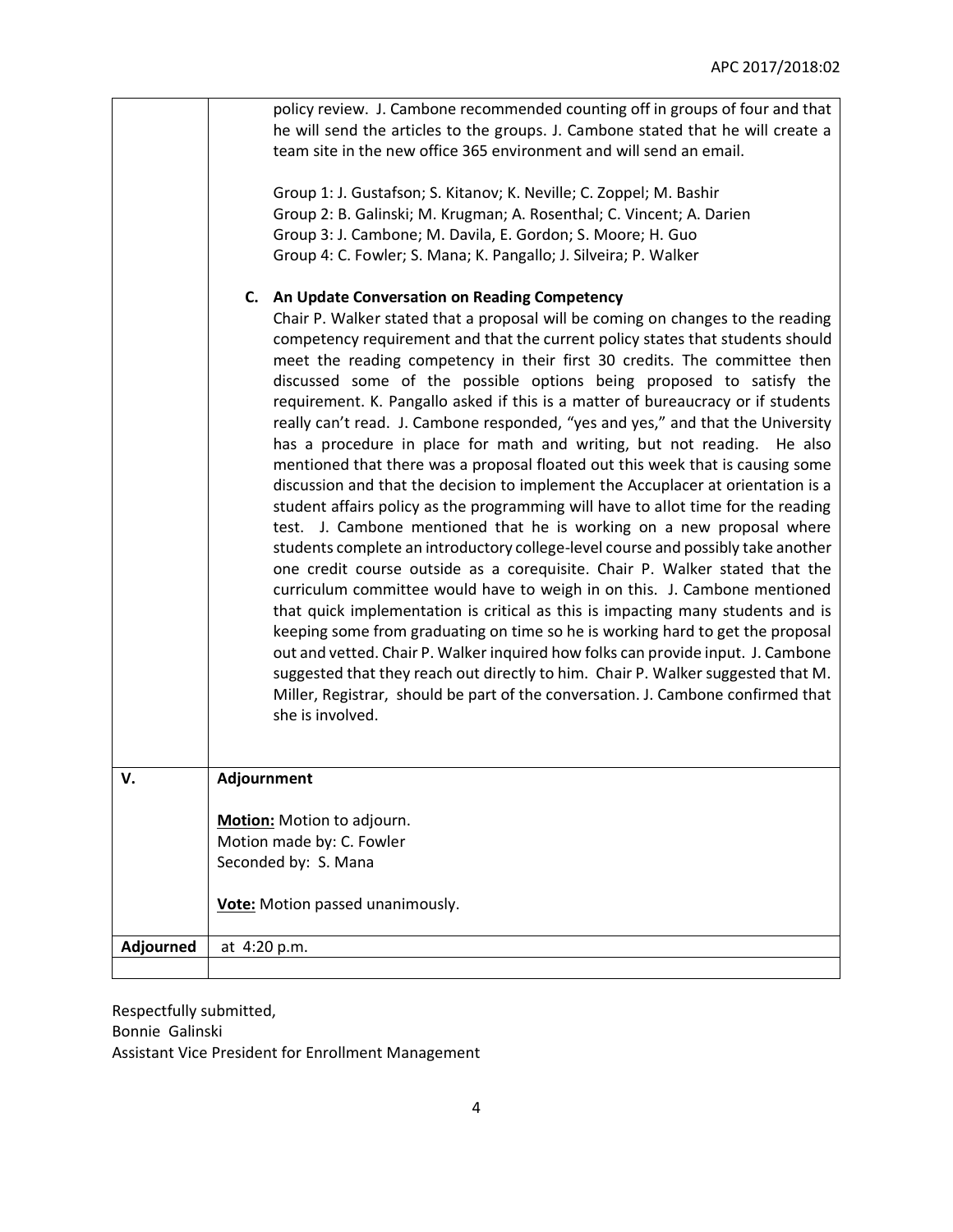| | |
|---|---|
| | policy review. J. Cambone recommended counting off in groups of four and that he will send the articles to the groups. J. Cambone stated that he will create a team site in the new office 365 environment and will send an email.<br><br>Group 1: J. Gustafson; S. Kitanov; K. Neville; C. Zoppel; M. Bashir<br>Group 2: B. Galinski; M. Krugman; A. Rosenthal; C. Vincent; A. Darien<br>Group 3: J. Cambone; M. Davila, E. Gordon; S. Moore; H. Guo<br>Group 4: C. Fowler; S. Mana; K. Pangallo; J. Silveira; P. Walker<br><br>**C. An Update Conversation on Reading Competency**<br>Chair P. Walker stated that a proposal will be coming on changes to the reading competency requirement and that the current policy states that students should meet the reading competency in their first 30 credits. The committee then discussed some of the possible options being proposed to satisfy the requirement. K. Pangallo asked if this is a matter of bureaucracy or if students really can't read. J. Cambone responded, "yes and yes," and that the University has a procedure in place for math and writing, but not reading. He also mentioned that there was a proposal floated out this week that is causing some discussion and that the decision to implement the Accuplacer at orientation is a student affairs policy as the programming will have to allot time for the reading test. J. Cambone mentioned that he is working on a new proposal where students complete an introductory college-level course and possibly take another one credit course outside as a corequisite. Chair P. Walker stated that the curriculum committee would have to weigh in on this. J. Cambone mentioned that quick implementation is critical as this is impacting many students and is keeping some from graduating on time so he is working hard to get the proposal out and vetted. Chair P. Walker inquired how folks can provide input. J. Cambone suggested that they reach out directly to him. Chair P. Walker suggested that M. Miller, Registrar, should be part of the conversation. J. Cambone confirmed that she is involved. |
| **V.** | **Adjournment**<br><br>**Motion:** Motion to adjourn.<br>Motion made by: C. Fowler<br>Seconded by: S. Mana<br><br>**Vote:** Motion passed unanimously. |
| **Adjourned** | at 4:20 p.m. |
| | |

Respectfully submitted,
Bonnie Galinski
Assistant Vice President for Enrollment Management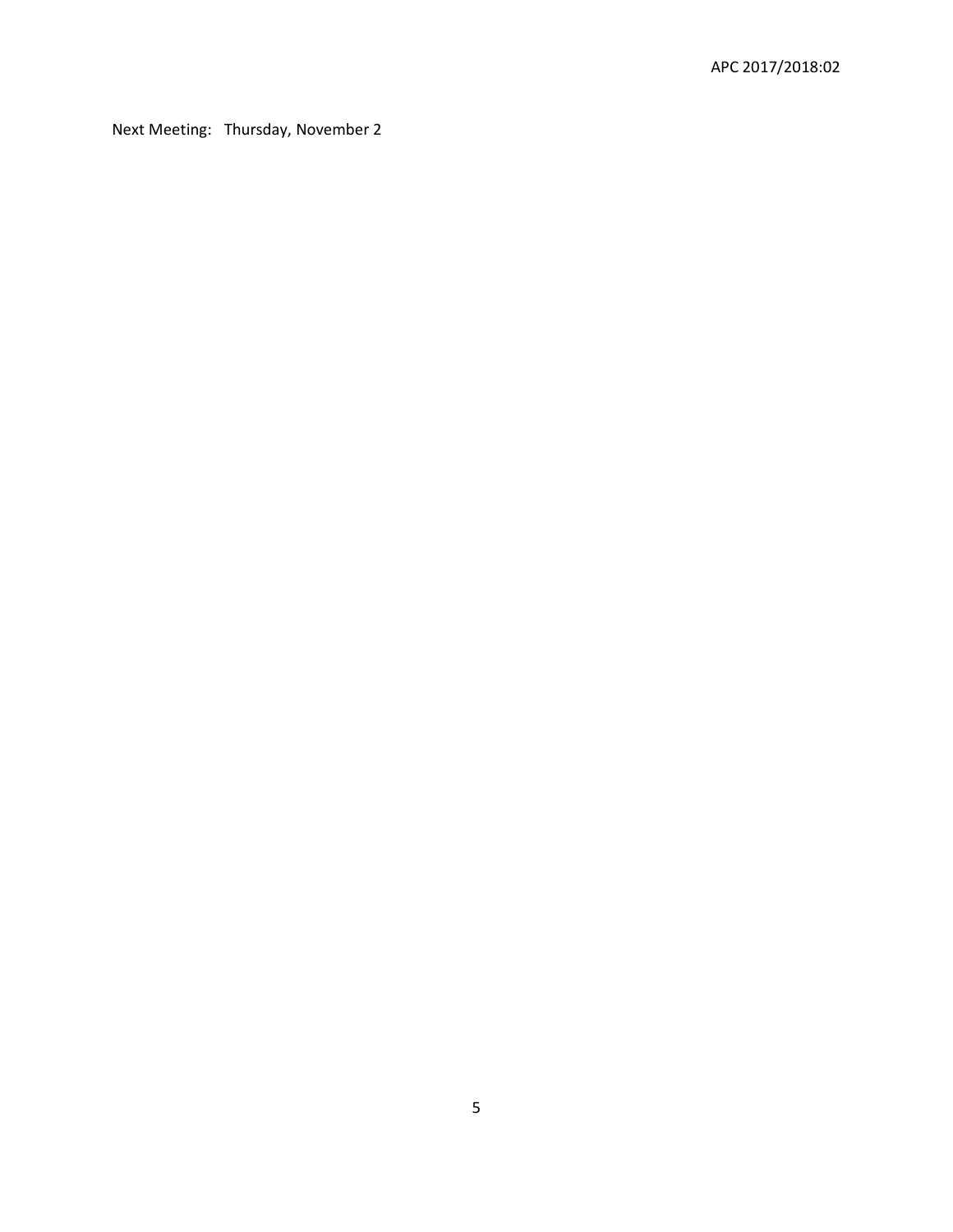Next Meeting: Thursday, November 2